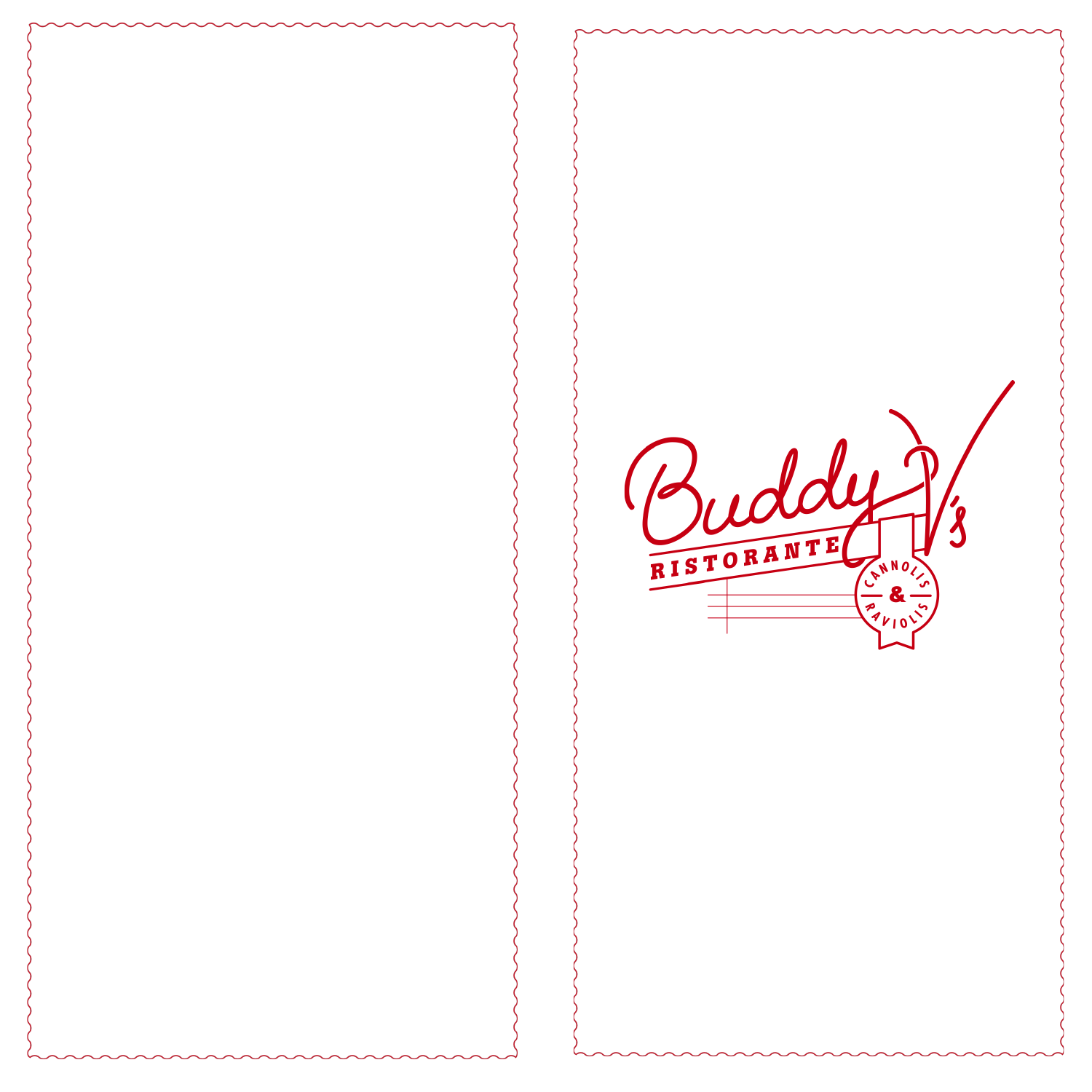# Buddy V's

RISTORANTE

CANNOLIS & RAVIOLIS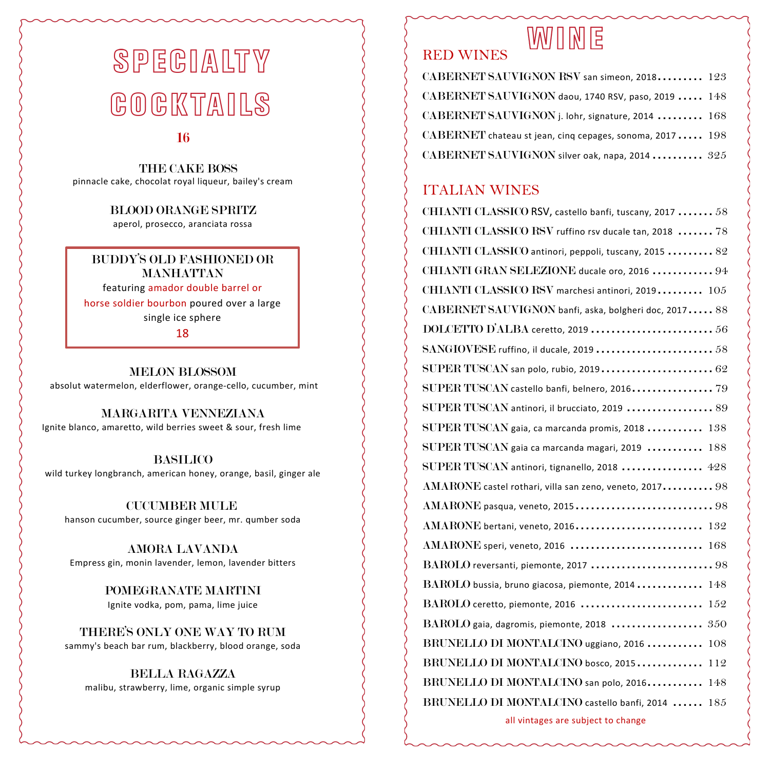# SPECIALTY COCKTAILS

**16**

**THE CAKE BOSS**
pinnacle cake, chocolat royal liqueur, bailey's cream

**BLOOD ORANGE SPRITZ**
aperol, prosecco, aranciata rossa

**BUDDY'S OLD FASHIONED OR MANHATTAN**
featuring amador double barrel or horse soldier bourbon poured over a large single ice sphere
18

**MELON BLOSSOM**
absolut watermelon, elderflower, orange-cello, cucumber, mint

**MARGARITA VENNEZIANA**
Ignite blanco, amaretto, wild berries sweet & sour, fresh lime

**BASILICO**
wild turkey longbranch, american honey, orange, basil, ginger ale

**CUCUMBER MULE**
hanson cucumber, source ginger beer, mr. qumber soda

**AMORA LAVANDA**
Empress gin, monin lavender, lemon, lavender bitters

**POMEGRANATE MARTINI**
Ignite vodka, pom, pama, lime juice

**THERE'S ONLY ONE WAY TO RUM**
sammy's beach bar rum, blackberry, blood orange, soda

**BELLA RAGAZZA**
malibu, strawberry, lime, organic simple syrup

# WINE

## RED WINES

- **CABERNET SAUVIGNON RSV** san simeon, 2018 ......... 123
- **CABERNET SAUVIGNON** daou, 1740 RSV, paso, 2019 ..... 148
- **CABERNET SAUVIGNON** j. lohr, signature, 2014 ......... 168
- **CABERNET** chateau st jean, cinq cepages, sonoma, 2017 ..... 198
- **CABERNET SAUVIGNON** silver oak, napa, 2014 .......... 325

## ITALIAN WINES

- **CHIANTI CLASSICO RSV,** castello banfi, tuscany, 2017 ....... 58
- **CHIANTI CLASSICO RSV** ruffino rsv ducale tan, 2018 ....... 78
- **CHIANTI CLASSICO** antinori, peppoli, tuscany, 2015 ......... 82
- **CHIANTI GRAN SELEZIONE** ducale oro, 2016 ............ 94
- **CHIANTI CLASSICO RSV** marchesi antinori, 2019 ......... 105
- **CABERNET SAUVIGNON** banfi, aska, bolgheri doc, 2017 ..... 88
- **DOLCETTO D'ALBA** ceretto, 2019 ........................ 56
- **SANGIOVESE** ruffino, il ducale, 2019 ....................... 58
- **SUPER TUSCAN** san polo, rubio, 2019 ...................... 62
- **SUPER TUSCAN** castello banfi, belnero, 2016 ................ 79
- **SUPER TUSCAN** antinori, il brucciato, 2019 ................. 89
- **SUPER TUSCAN** gaia, ca marcanda promis, 2018 ........... 138
- **SUPER TUSCAN** gaia ca marcanda magari, 2019 ........... 188
- **SUPER TUSCAN** antinori, tignanello, 2018 ................ 428
- **AMARONE** castel rothari, villa san zeno, veneto, 2017 .......... 98
- **AMARONE** pasqua, veneto, 2015 ........................... 98
- **AMARONE** bertani, veneto, 2016 ........................ 132
- **AMARONE** speri, veneto, 2016 .......................... 168
- **BAROLO** reversanti, piemonte, 2017 ........................ 98
- **BAROLO** bussia, bruno giacosa, piemonte, 2014 ............. 148
- **BAROLO** ceretto, piemonte, 2016 ........................ 152
- **BAROLO** gaia, dagromis, piemonte, 2018 .................. 350
- **BRUNELLO DI MONTALCINO** uggiano, 2016 ........... 108
- **BRUNELLO DI MONTALCINO** bosco, 2015 ............. 112
- **BRUNELLO DI MONTALCINO** san polo, 2016 ........... 148
- **BRUNELLO DI MONTALCINO** castello banfi, 2014 ...... 185

all vintages are subject to change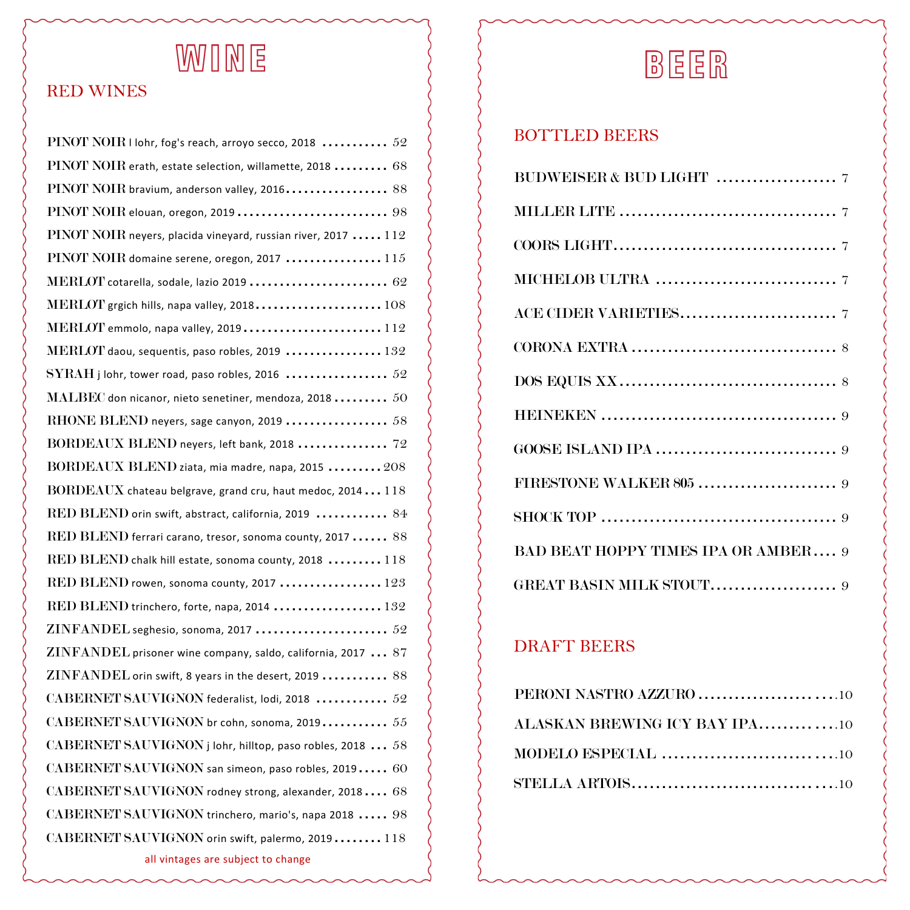# WINE

## RED WINES

**PINOT NOIR** l lohr, fog's reach, arroyo secco, 2018 ........... 52

**PINOT NOIR** erath, estate selection, willamette, 2018 ......... 68

**PINOT NOIR** bravium, anderson valley, 2016................. 88

**PINOT NOIR** elouan, oregon, 2019 ......................... 98

**PINOT NOIR** neyers, placida vineyard, russian river, 2017 ..... 112

**PINOT NOIR** domaine serene, oregon, 2017 ................ 115

**MERLOT** cotarella, sodale, lazio 2019 ...................... 62

**MERLOT** grgich hills, napa valley, 2018..................... 108

**MERLOT** emmolo, napa valley, 2019....................... 112

**MERLOT** daou, sequentis, paso robles, 2019 ................ 132

**SYRAH** j lohr, tower road, paso robles, 2016 ................. 52

**MALBEC** don nicanor, nieto senetiner, mendoza, 2018 ......... 50

**RHONE BLEND** neyers, sage canyon, 2019 ................. 58

**BORDEAUX BLEND** neyers, left bank, 2018 ............... 72

**BORDEAUX BLEND** ziata, mia madre, napa, 2015 ......... 208

**BORDEAUX** chateau belgrave, grand cru, haut medoc, 2014 ... 118

**RED BLEND** orin swift, abstract, california, 2019 ............ 84

**RED BLEND** ferrari carano, tresor, sonoma county, 2017 ...... 88

**RED BLEND** chalk hill estate, sonoma county, 2018 ......... 118

**RED BLEND** rowen, sonoma county, 2017 ................. 123

**RED BLEND** trinchero, forte, napa, 2014 .................. 132

**ZINFANDEL** seghesio, sonoma, 2017 ...................... 52

**ZINFANDEL** prisoner wine company, saldo, california, 2017 ... 87

**ZINFANDEL** orin swift, 8 years in the desert, 2019 ........... 88

**CABERNET SAUVIGNON** federalist, lodi, 2018 ............ 52

**CABERNET SAUVIGNON** br cohn, sonoma, 2019........... 55

**CABERNET SAUVIGNON** j lohr, hilltop, paso robles, 2018 ... 58

**CABERNET SAUVIGNON** san simeon, paso robles, 2019..... 60

**CABERNET SAUVIGNON** rodney strong, alexander, 2018.... 68

**CABERNET SAUVIGNON** trinchero, mario's, napa 2018 ..... 98

**CABERNET SAUVIGNON** orin swift, palermo, 2019........ 118

all vintages are subject to change

# BEER

## BOTTLED BEERS

**BUDWEISER & BUD LIGHT** .................... 7

**MILLER LITE** .................................... 7

**COORS LIGHT**.................................... 7

**MICHELOB ULTRA** ............................. 7

**ACE CIDER VARIETIES**.......................... 7

**CORONA EXTRA** .................................. 8

**DOS EQUIS XX**.................................... 8

**HEINEKEN** ....................................... 9

**GOOSE ISLAND IPA** .............................. 9

**FIRESTONE WALKER 805** ....................... 9

**SHOCK TOP** ....................................... 9

**BAD BEAT HOPPY TIMES IPA OR AMBER**.... 9

**GREAT BASIN MILK STOUT**..................... 9

## DRAFT BEERS

**PERONI NASTRO AZZURO** .......................10

**ALASKAN BREWING ICY BAY IPA**.............10

**MODELO ESPECIAL** .............................10

**STELLA ARTOIS**..................................10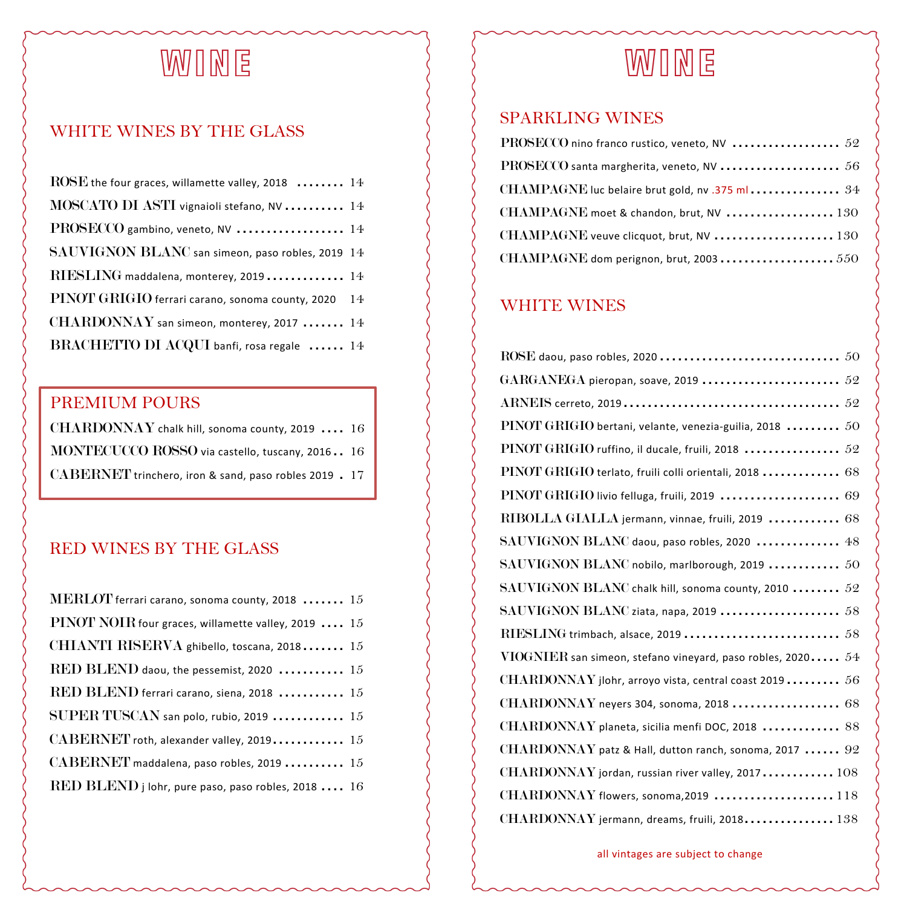# WINE

## WHITE WINES BY THE GLASS

**ROSE** the four graces, willamette valley, 2018 ........ 14

**MOSCATO DI ASTI** vignaioli stefano, NV .......... 14

**PROSECCO** gambino, veneto, NV .................. 14

**SAUVIGNON BLANC** san simeon, paso robles, 2019 14

**RIESLING** maddalena, monterey, 2019 ............. 14

**PINOT GRIGIO** ferrari carano, sonoma county, 2020 14

**CHARDONNAY** san simeon, monterey, 2017 ....... 14

**BRACHETTO DI ACQUI** banfi, rosa regale ...... 14

## PREMIUM POURS

**CHARDONNAY** chalk hill, sonoma county, 2019 .... 16

**MONTECUCCO ROSSO** via castello, tuscany, 2016 .. 16

**CABERNET** trinchero, iron & sand, paso robles 2019 . 17

## RED WINES BY THE GLASS

**MERLOT** ferrari carano, sonoma county, 2018 ....... 15

**PINOT NOIR** four graces, willamette valley, 2019 .... 15

**CHIANTI RISERVA** ghibello, toscana, 2018 ....... 15

**RED BLEND** daou, the pessemist, 2020 ........... 15

**RED BLEND** ferrari carano, siena, 2018 ........... 15

**SUPER TUSCAN** san polo, rubio, 2019 ............ 15

**CABERNET** roth, alexander valley, 2019............ 15

**CABERNET** maddalena, paso robles, 2019 .......... 15

**RED BLEND** j lohr, pure paso, paso robles, 2018 .... 16

# WINE

## SPARKLING WINES

**PROSECCO** nino franco rustico, veneto, NV .................. 52

**PROSECCO** santa margherita, veneto, NV .................... 56

**CHAMPAGNE** luc belaire brut gold, nv .375 ml ............... 34

**CHAMPAGNE** moet & chandon, brut, NV .................. 130

**CHAMPAGNE** veuve clicquot, brut, NV .................... 130

**CHAMPAGNE** dom perignon, brut, 2003 ................... 550

## WHITE WINES

**ROSE** daou, paso robles, 2020 .............................. 50

**GARGANEGA** pieropan, soave, 2019 ....................... 52

**ARNEIS** cerreto, 2019 .................................... 52

**PINOT GRIGIO** bertani, velante, venezia-guilia, 2018 ......... 50

**PINOT GRIGIO** ruffino, il ducale, fruili, 2018 ................ 52

**PINOT GRIGIO** terlato, fruili colli orientali, 2018 ............. 68

**PINOT GRIGIO** livio felluga, fruili, 2019 .................... 69

**RIBOLLA GIALLA** jermann, vinnae, fruili, 2019 ............ 68

**SAUVIGNON BLANC** daou, paso robles, 2020 .............. 48

**SAUVIGNON BLANC** nobilo, marlborough, 2019 ............ 50

**SAUVIGNON BLANC** chalk hill, sonoma county, 2010 ........ 52

**SAUVIGNON BLANC** ziata, napa, 2019 .................... 58

**RIESLING** trimbach, alsace, 2019 .......................... 58

**VIOGNIER** san simeon, stefano vineyard, paso robles, 2020..... 54

**CHARDONNAY** jlohr, arroyo vista, central coast 2019 ......... 56

**CHARDONNAY** neyers 304, sonoma, 2018 .................. 68

**CHARDONNAY** planeta, sicilia menfi DOC, 2018 ............. 88

**CHARDONNAY** patz & Hall, dutton ranch, sonoma, 2017 ...... 92

**CHARDONNAY** jordan, russian river valley, 2017............ 108

**CHARDONNAY** flowers, sonoma,2019 .................... 118

**CHARDONNAY** jermann, dreams, fruili, 2018............... 138

all vintages are subject to change